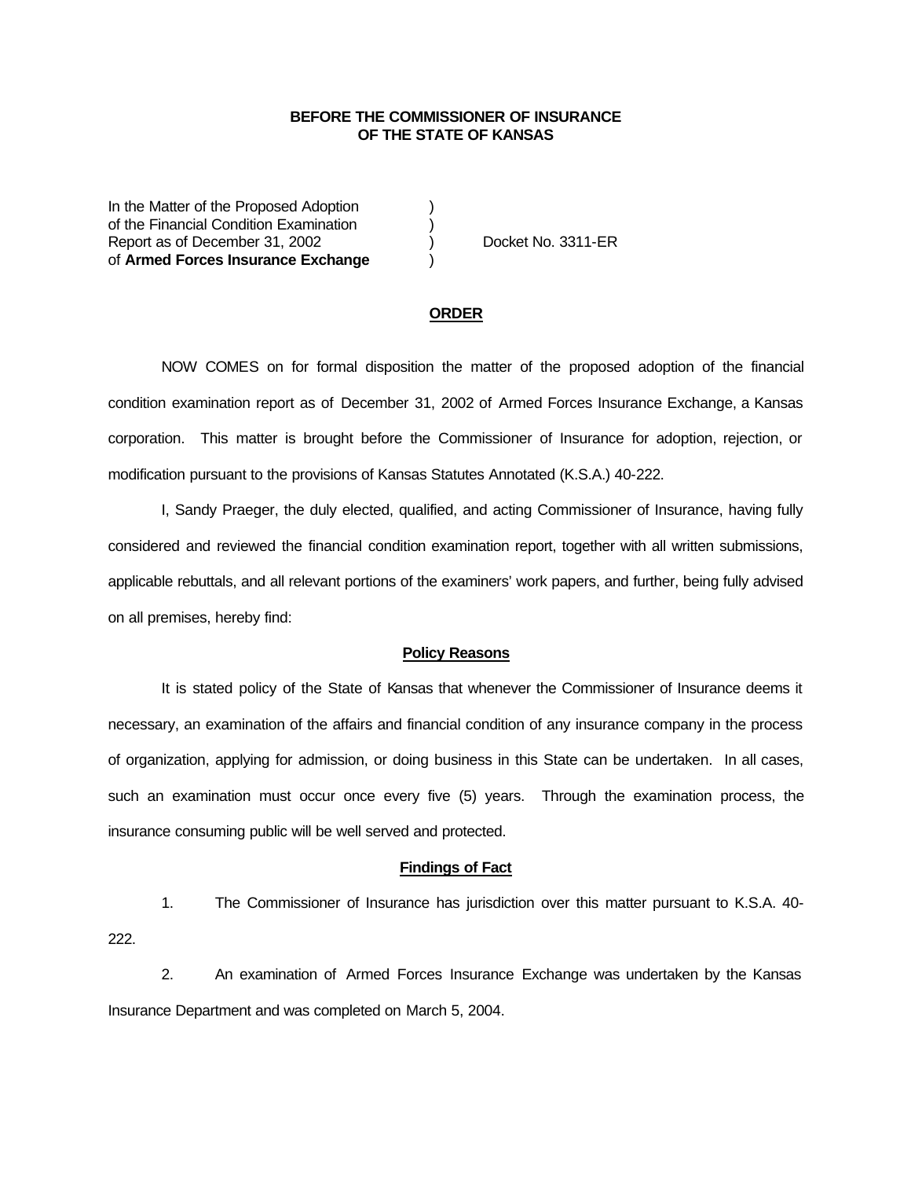**BEFORE THE COMMISSIONER OF INSURANCE**
**OF THE STATE OF KANSAS**

In the Matter of the Proposed Adoption )
of the Financial Condition Examination )
Report as of December 31, 2002 ) Docket No. 3311-ER
of **Armed Forces Insurance Exchange** )

## ORDER

NOW COMES on for formal disposition the matter of the proposed adoption of the financial condition examination report as of December 31, 2002 of Armed Forces Insurance Exchange, a Kansas corporation. This matter is brought before the Commissioner of Insurance for adoption, rejection, or modification pursuant to the provisions of Kansas Statutes Annotated (K.S.A.) 40-222.

I, Sandy Praeger, the duly elected, qualified, and acting Commissioner of Insurance, having fully considered and reviewed the financial condition examination report, together with all written submissions, applicable rebuttals, and all relevant portions of the examiners' work papers, and further, being fully advised on all premises, hereby find:

### Policy Reasons

It is stated policy of the State of Kansas that whenever the Commissioner of Insurance deems it necessary, an examination of the affairs and financial condition of any insurance company in the process of organization, applying for admission, or doing business in this State can be undertaken. In all cases, such an examination must occur once every five (5) years. Through the examination process, the insurance consuming public will be well served and protected.

### Findings of Fact

1. The Commissioner of Insurance has jurisdiction over this matter pursuant to K.S.A. 40-222.

2. An examination of Armed Forces Insurance Exchange was undertaken by the Kansas Insurance Department and was completed on March 5, 2004.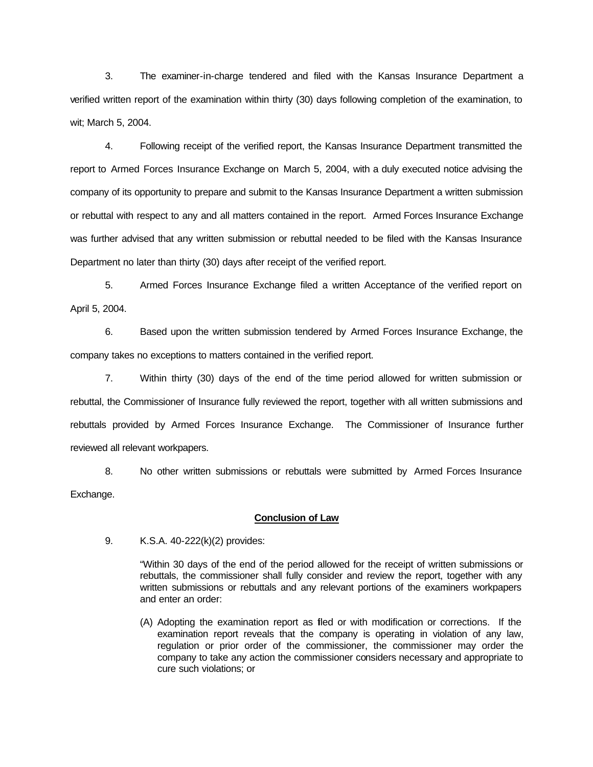3. The examiner-in-charge tendered and filed with the Kansas Insurance Department a verified written report of the examination within thirty (30) days following completion of the examination, to wit; March 5, 2004.

4. Following receipt of the verified report, the Kansas Insurance Department transmitted the report to Armed Forces Insurance Exchange on March 5, 2004, with a duly executed notice advising the company of its opportunity to prepare and submit to the Kansas Insurance Department a written submission or rebuttal with respect to any and all matters contained in the report. Armed Forces Insurance Exchange was further advised that any written submission or rebuttal needed to be filed with the Kansas Insurance Department no later than thirty (30) days after receipt of the verified report.

5. Armed Forces Insurance Exchange filed a written Acceptance of the verified report on April 5, 2004.

6. Based upon the written submission tendered by Armed Forces Insurance Exchange, the company takes no exceptions to matters contained in the verified report.

7. Within thirty (30) days of the end of the time period allowed for written submission or rebuttal, the Commissioner of Insurance fully reviewed the report, together with all written submissions and rebuttals provided by Armed Forces Insurance Exchange. The Commissioner of Insurance further reviewed all relevant workpapers.

8. No other written submissions or rebuttals were submitted by Armed Forces Insurance Exchange.

**Conclusion of Law**

9. K.S.A. 40-222(k)(2) provides:

> "Within 30 days of the end of the period allowed for the receipt of written submissions or rebuttals, the commissioner shall fully consider and review the report, together with any written submissions or rebuttals and any relevant portions of the examiners workpapers and enter an order:
>
> (A) Adopting the examination report as filed or with modification or corrections. If the examination report reveals that the company is operating in violation of any law, regulation or prior order of the commissioner, the commissioner may order the company to take any action the commissioner considers necessary and appropriate to cure such violations; or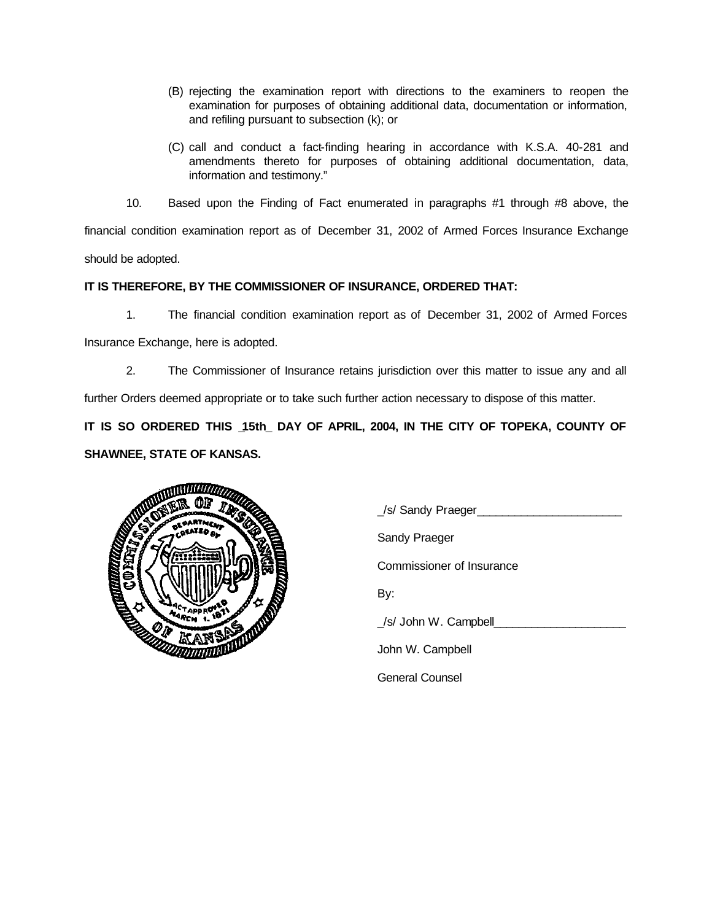(B) rejecting the examination report with directions to the examiners to reopen the examination for purposes of obtaining additional data, documentation or information, and refiling pursuant to subsection (k); or

(C) call and conduct a fact-finding hearing in accordance with K.S.A. 40-281 and amendments thereto for purposes of obtaining additional documentation, data, information and testimony."

10. Based upon the Finding of Fact enumerated in paragraphs #1 through #8 above, the financial condition examination report as of December 31, 2002 of Armed Forces Insurance Exchange should be adopted.

**IT IS THEREFORE, BY THE COMMISSIONER OF INSURANCE, ORDERED THAT:**

1. The financial condition examination report as of December 31, 2002 of Armed Forces Insurance Exchange, here is adopted.

2. The Commissioner of Insurance retains jurisdiction over this matter to issue any and all further Orders deemed appropriate or to take such further action necessary to dispose of this matter.

**IT IS SO ORDERED THIS _15th_ DAY OF APRIL, 2004, IN THE CITY OF TOPEKA, COUNTY OF SHAWNEE, STATE OF KANSAS.**

_/s/ Sandy Praeger______________________

Sandy Praeger

Commissioner of Insurance

By:

_/s/ John W. Campbell____________________

John W. Campbell

General Counsel